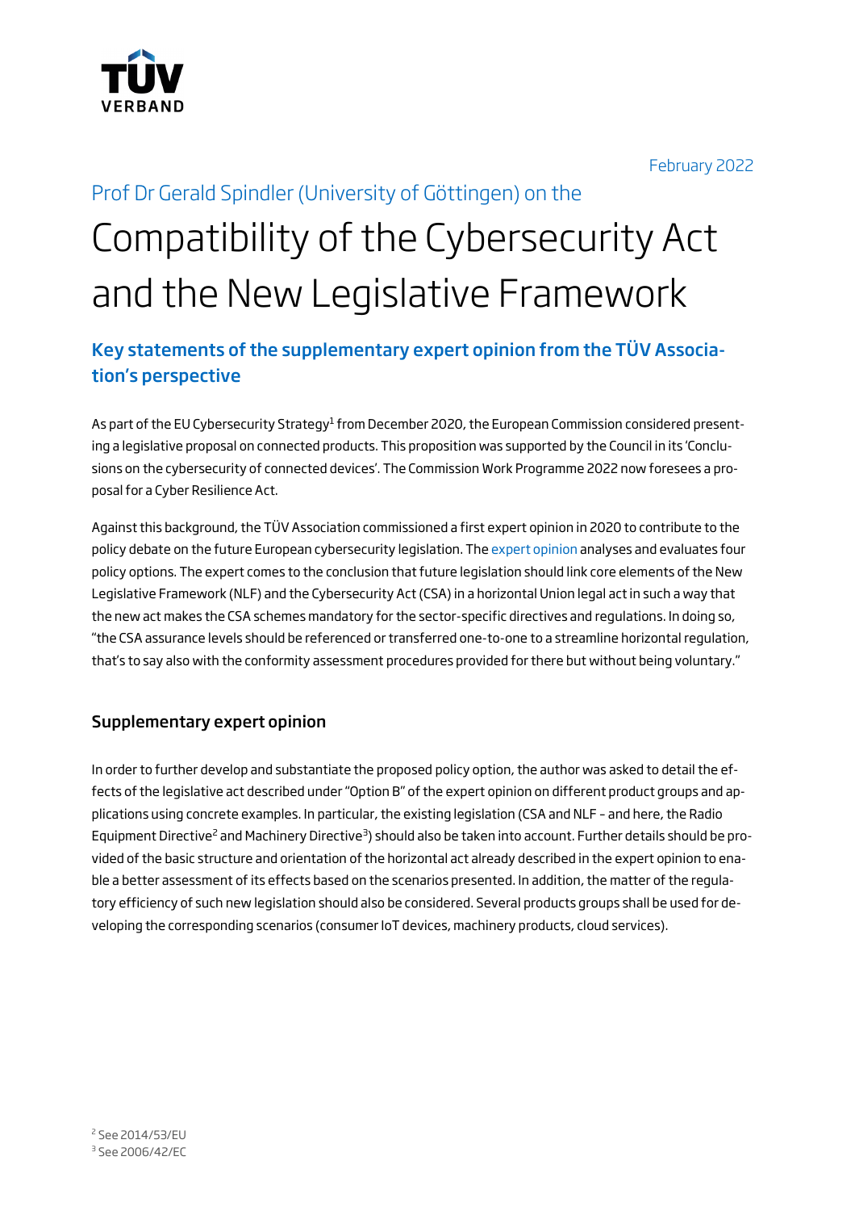TÜV VERBAND

February 2022

Prof Dr Gerald Spindler (University of Göttingen) on the

# Compatibility of the Cybersecurity Act and the New Legislative Framework

## Key statements of the supplementary expert opinion from the TÜV Association's perspective

As part of the EU Cybersecurity Strategy[1] from December 2020, the European Commission considered presenting a legislative proposal on connected products. This proposition was supported by the Council in its 'Conclusions on the cybersecurity of connected devices'. The Commission Work Programme 2022 now foresees a proposal for a Cyber Resilience Act.

Against this background, the TÜV Association commissioned a first expert opinion in 2020 to contribute to the policy debate on the future European cybersecurity legislation. The expert opinion analyses and evaluates four policy options. The expert comes to the conclusion that future legislation should link core elements of the New Legislative Framework (NLF) and the Cybersecurity Act (CSA) in a horizontal Union legal act in such a way that the new act makes the CSA schemes mandatory for the sector-specific directives and regulations. In doing so, "the CSA assurance levels should be referenced or transferred one-to-one to a streamline horizontal regulation, that's to say also with the conformity assessment procedures provided for there but without being voluntary."

### Supplementary expert opinion

In order to further develop and substantiate the proposed policy option, the author was asked to detail the effects of the legislative act described under "Option B" of the expert opinion on different product groups and applications using concrete examples. In particular, the existing legislation (CSA and NLF – and here, the Radio Equipment Directive[2] and Machinery Directive[3]) should also be taken into account. Further details should be provided of the basic structure and orientation of the horizontal act already described in the expert opinion to enable a better assessment of its effects based on the scenarios presented. In addition, the matter of the regulatory efficiency of such new legislation should also be considered. Several products groups shall be used for developing the corresponding scenarios (consumer IoT devices, machinery products, cloud services).

[2] See 2014/53/EU
[3] See 2006/42/EC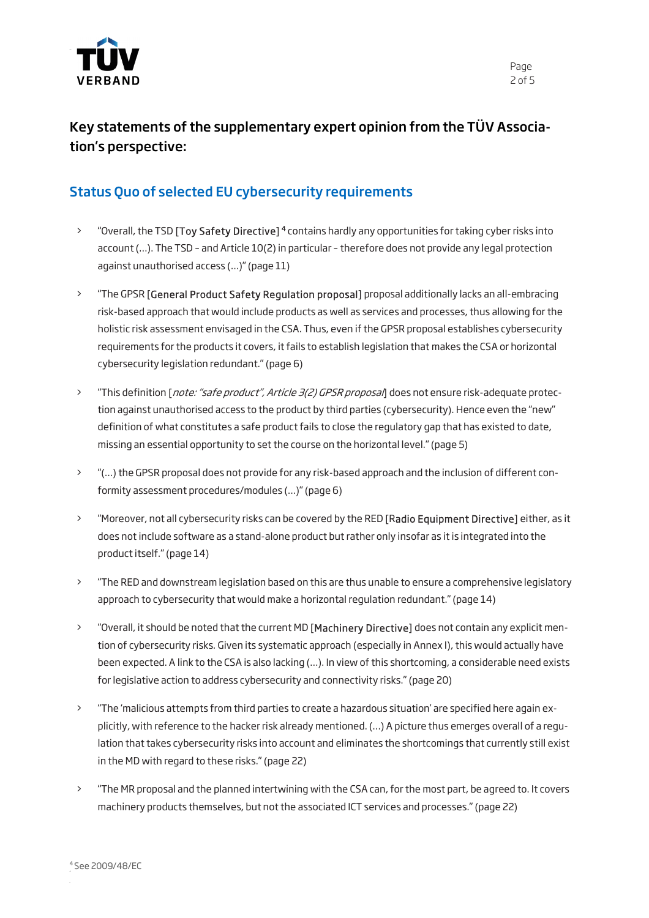## Key statements of the supplementary expert opinion from the TÜV Association's perspective:

### Status Quo of selected EU cybersecurity requirements

- "Overall, the TSD [Toy Safety Directive] [4] contains hardly any opportunities for taking cyber risks into account (…). The TSD – and Article 10(2) in particular – therefore does not provide any legal protection against unauthorised access (…)" (page 11)
- "The GPSR [General Product Safety Regulation proposal] proposal additionally lacks an all-embracing risk-based approach that would include products as well as services and processes, thus allowing for the holistic risk assessment envisaged in the CSA. Thus, even if the GPSR proposal establishes cybersecurity requirements for the products it covers, it fails to establish legislation that makes the CSA or horizontal cybersecurity legislation redundant." (page 6)
- "This definition [*note: "safe product", Article 3(2) GPSR proposal*] does not ensure risk-adequate protection against unauthorised access to the product by third parties (cybersecurity). Hence even the "new" definition of what constitutes a safe product fails to close the regulatory gap that has existed to date, missing an essential opportunity to set the course on the horizontal level." (page 5)
- "(…) the GPSR proposal does not provide for any risk-based approach and the inclusion of different conformity assessment procedures/modules (…)" (page 6)
- "Moreover, not all cybersecurity risks can be covered by the RED [Radio Equipment Directive] either, as it does not include software as a stand-alone product but rather only insofar as it is integrated into the product itself." (page 14)
- "The RED and downstream legislation based on this are thus unable to ensure a comprehensive legislatory approach to cybersecurity that would make a horizontal regulation redundant." (page 14)
- "Overall, it should be noted that the current MD [Machinery Directive] does not contain any explicit mention of cybersecurity risks. Given its systematic approach (especially in Annex I), this would actually have been expected. A link to the CSA is also lacking (…). In view of this shortcoming, a considerable need exists for legislative action to address cybersecurity and connectivity risks." (page 20)
- "The 'malicious attempts from third parties to create a hazardous situation' are specified here again explicitly, with reference to the hacker risk already mentioned. (…) A picture thus emerges overall of a regulation that takes cybersecurity risks into account and eliminates the shortcomings that currently still exist in the MD with regard to these risks." (page 22)
- "The MR proposal and the planned intertwining with the CSA can, for the most part, be agreed to. It covers machinery products themselves, but not the associated ICT services and processes." (page 22)

[4] See 2009/48/EC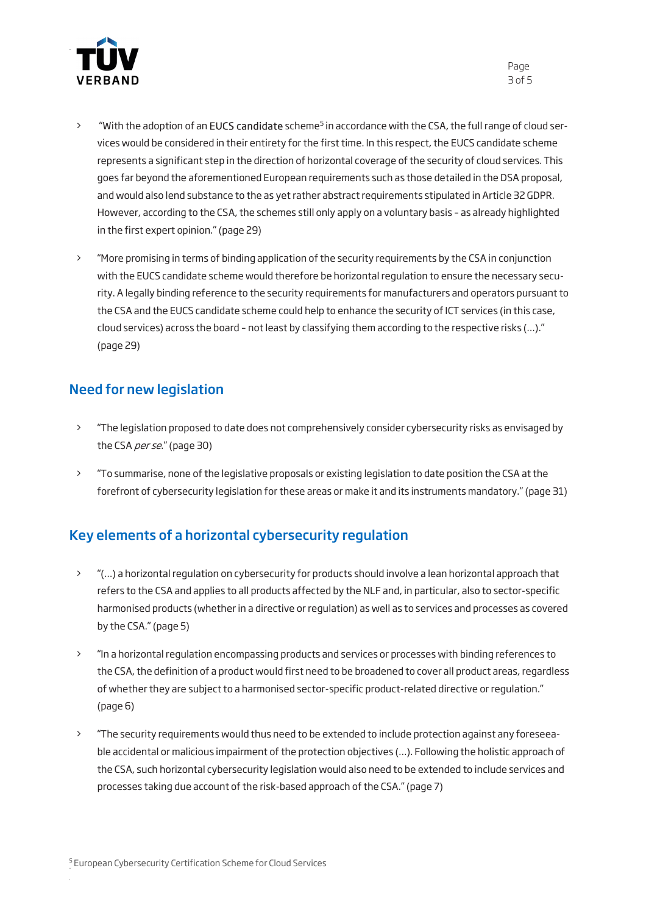- "With the adoption of an EUCS candidate scheme[5] in accordance with the CSA, the full range of cloud services would be considered in their entirety for the first time. In this respect, the EUCS candidate scheme represents a significant step in the direction of horizontal coverage of the security of cloud services. This goes far beyond the aforementioned European requirements such as those detailed in the DSA proposal, and would also lend substance to the as yet rather abstract requirements stipulated in Article 32 GDPR. However, according to the CSA, the schemes still only apply on a voluntary basis – as already highlighted in the first expert opinion." (page 29)
- "More promising in terms of binding application of the security requirements by the CSA in conjunction with the EUCS candidate scheme would therefore be horizontal regulation to ensure the necessary security. A legally binding reference to the security requirements for manufacturers and operators pursuant to the CSA and the EUCS candidate scheme could help to enhance the security of ICT services (in this case, cloud services) across the board – not least by classifying them according to the respective risks (…)." (page 29)

## Need for new legislation

- "The legislation proposed to date does not comprehensively consider cybersecurity risks as envisaged by the CSA *per se*." (page 30)
- "To summarise, none of the legislative proposals or existing legislation to date position the CSA at the forefront of cybersecurity legislation for these areas or make it and its instruments mandatory." (page 31)

## Key elements of a horizontal cybersecurity regulation

- "(…) a horizontal regulation on cybersecurity for products should involve a lean horizontal approach that refers to the CSA and applies to all products affected by the NLF and, in particular, also to sector-specific harmonised products (whether in a directive or regulation) as well as to services and processes as covered by the CSA." (page 5)
- "In a horizontal regulation encompassing products and services or processes with binding references to the CSA, the definition of a product would first need to be broadened to cover all product areas, regardless of whether they are subject to a harmonised sector-specific product-related directive or regulation." (page 6)
- "The security requirements would thus need to be extended to include protection against any foreseeable accidental or malicious impairment of the protection objectives (…). Following the holistic approach of the CSA, such horizontal cybersecurity legislation would also need to be extended to include services and processes taking due account of the risk-based approach of the CSA." (page 7)

[5] European Cybersecurity Certification Scheme for Cloud Services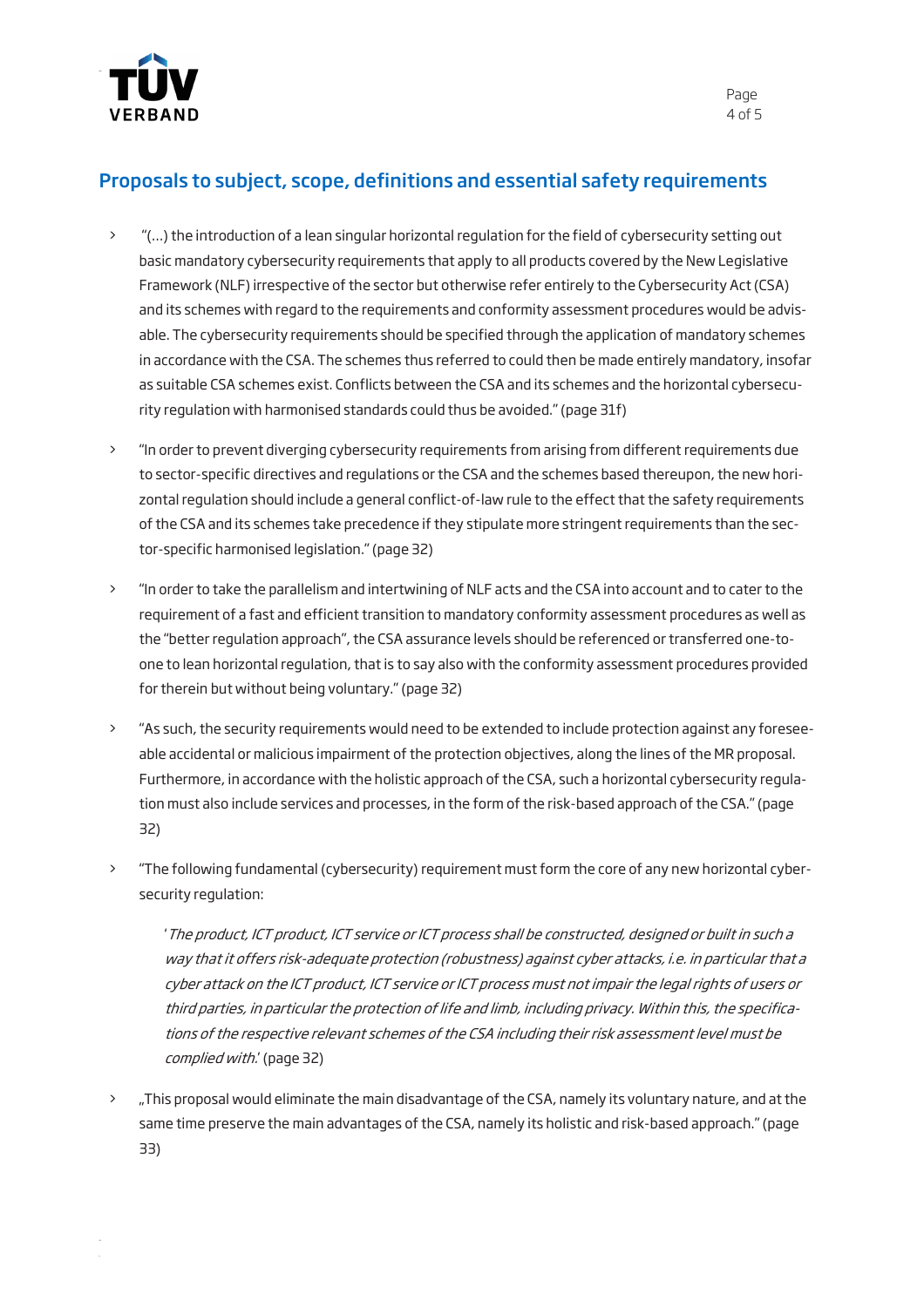## Proposals to subject, scope, definitions and essential safety requirements

- "(...) the introduction of a lean singular horizontal regulation for the field of cybersecurity setting out basic mandatory cybersecurity requirements that apply to all products covered by the New Legislative Framework (NLF) irrespective of the sector but otherwise refer entirely to the Cybersecurity Act (CSA) and its schemes with regard to the requirements and conformity assessment procedures would be advisable. The cybersecurity requirements should be specified through the application of mandatory schemes in accordance with the CSA. The schemes thus referred to could then be made entirely mandatory, insofar as suitable CSA schemes exist. Conflicts between the CSA and its schemes and the horizontal cybersecurity regulation with harmonised standards could thus be avoided." (page 31f)

- "In order to prevent diverging cybersecurity requirements from arising from different requirements due to sector-specific directives and regulations or the CSA and the schemes based thereupon, the new horizontal regulation should include a general conflict-of-law rule to the effect that the safety requirements of the CSA and its schemes take precedence if they stipulate more stringent requirements than the sector-specific harmonised legislation." (page 32)

- "In order to take the parallelism and intertwining of NLF acts and the CSA into account and to cater to the requirement of a fast and efficient transition to mandatory conformity assessment procedures as well as the "better regulation approach", the CSA assurance levels should be referenced or transferred one-to-one to lean horizontal regulation, that is to say also with the conformity assessment procedures provided for therein but without being voluntary." (page 32)

- "As such, the security requirements would need to be extended to include protection against any foreseeable accidental or malicious impairment of the protection objectives, along the lines of the MR proposal. Furthermore, in accordance with the holistic approach of the CSA, such a horizontal cybersecurity regulation must also include services and processes, in the form of the risk-based approach of the CSA." (page 32)

- "The following fundamental (cybersecurity) requirement must form the core of any new horizontal cybersecurity regulation:

  '*The product, ICT product, ICT service or ICT process shall be constructed, designed or built in such a way that it offers risk-adequate protection (robustness) against cyber attacks, i.e. in particular that a cyber attack on the ICT product, ICT service or ICT process must not impair the legal rights of users or third parties, in particular the protection of life and limb, including privacy. Within this, the specifications of the respective relevant schemes of the CSA including their risk assessment level must be complied with.*' (page 32)

- „This proposal would eliminate the main disadvantage of the CSA, namely its voluntary nature, and at the same time preserve the main advantages of the CSA, namely its holistic and risk-based approach." (page 33)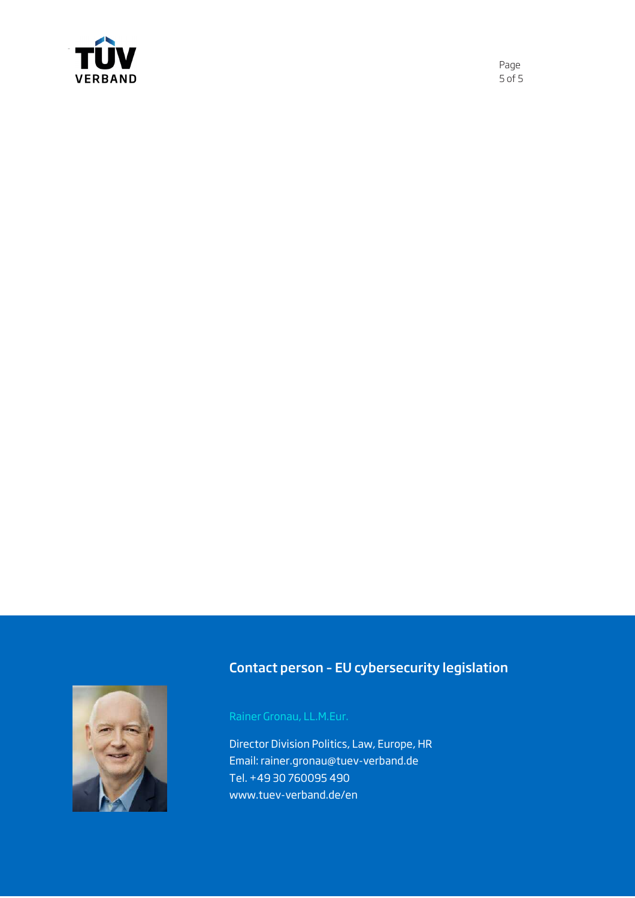## Contact person - EU cybersecurity legislation

Rainer Gronau, LL.M.Eur.

Director Division Politics, Law, Europe, HR
Email: rainer.gronau@tuev-verband.de
Tel. +49 30 760095 490
www.tuev-verband.de/en